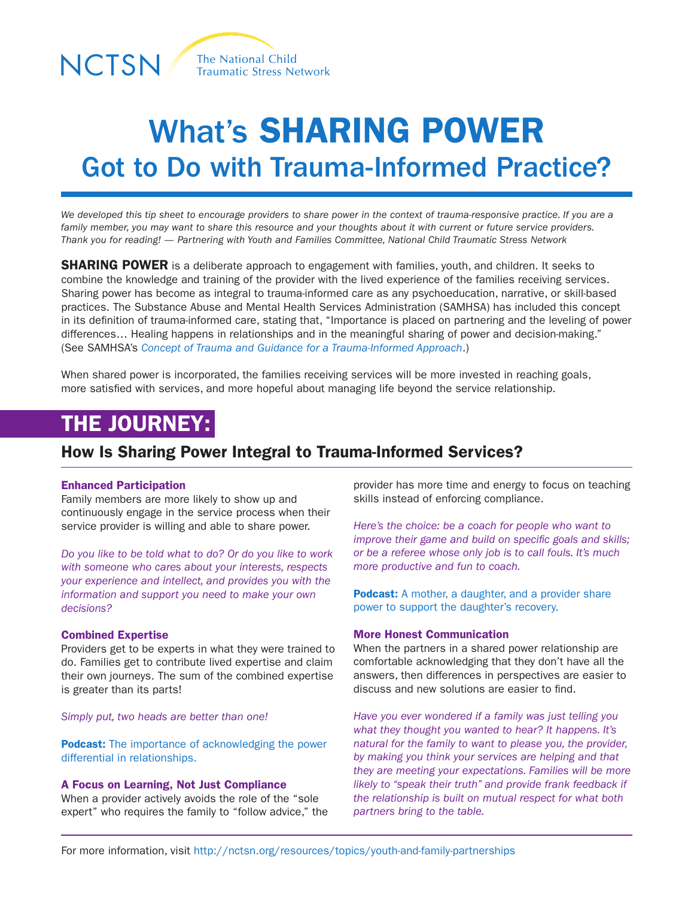NCTSN The National Child Traumatic Stress Network

# What's SHARING POWER Got to Do with Trauma-Informed Practice?

*We developed this tip sheet to encourage providers to share power in the context of trauma-responsive practice. If you are a family member, you may want to share this resource and your thoughts about it with current or future service providers. Thank you for reading! — Partnering with Youth and Families Committee, National Child Traumatic Stress Network*

**SHARING POWER** is a deliberate approach to engagement with families, youth, and children. It seeks to combine the knowledge and training of the provider with the lived experience of the families receiving services. Sharing power has become as integral to trauma-informed care as any psychoeducation, narrative, or skill-based practices. The Substance Abuse and Mental Health Services Administration (SAMHSA) has included this concept in its definition of trauma-informed care, stating that, "Importance is placed on partnering and the leveling of power differences… Healing happens in relationships and in the meaningful sharing of power and decision-making." (See SAMHSA's *Concept of Trauma and Guidance for a Trauma-Informed Approach*.)

When shared power is incorporated, the families receiving services will be more invested in reaching goals, more satisfied with services, and more hopeful about managing life beyond the service relationship.

## THE JOURNEY:

### How Is Sharing Power Integral to Trauma-Informed Services?

#### Enhanced Participation

Family members are more likely to show up and continuously engage in the service process when their service provider is willing and able to share power.

*Do you like to be told what to do? Or do you like to work with someone who cares about your interests, respects your experience and intellect, and provides you with the information and support you need to make your own decisions?*

#### Combined Expertise

Providers get to be experts in what they were trained to do. Families get to contribute lived expertise and claim their own journeys. The sum of the combined expertise is greater than its parts!

*Simply put, two heads are better than one!*

**Podcast:** The importance of acknowledging the power differential in relationships.

#### A Focus on Learning, Not Just Compliance

When a provider actively avoids the role of the "sole expert" who requires the family to "follow advice," the provider has more time and energy to focus on teaching skills instead of enforcing compliance.

*Here's the choice: be a coach for people who want to improve their game and build on specific goals and skills; or be a referee whose only job is to call fouls. It's much more productive and fun to coach.*

**Podcast:** A mother, a daughter, and a provider share power to support the daughter's recovery.

#### More Honest Communication

When the partners in a shared power relationship are comfortable acknowledging that they don't have all the answers, then differences in perspectives are easier to discuss and new solutions are easier to find.

*Have you ever wondered if a family was just telling you what they thought you wanted to hear? It happens. It's natural for the family to want to please you, the provider, by making you think your services are helping and that they are meeting your expectations. Families will be more likely to "speak their truth" and provide frank feedback if the relationship is built on mutual respect for what both partners bring to the table.*

For more information, visit http://nctsn.org/resources/topics/youth-and-family-partnerships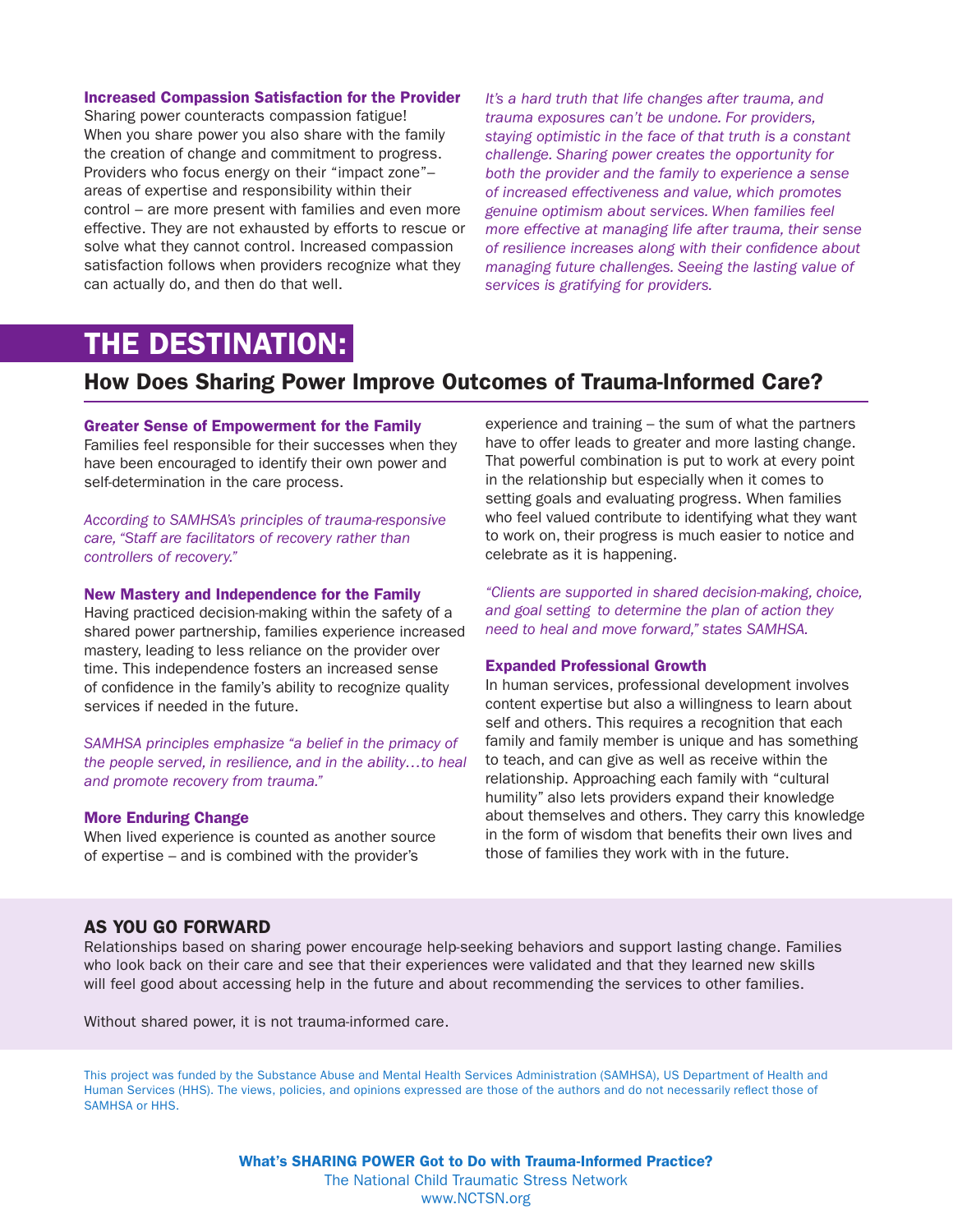### Increased Compassion Satisfaction for the Provider

Sharing power counteracts compassion fatigue! When you share power you also share with the family the creation of change and commitment to progress. Providers who focus energy on their "impact zone"– areas of expertise and responsibility within their control – are more present with families and even more effective. They are not exhausted by efforts to rescue or solve what they cannot control. Increased compassion satisfaction follows when providers recognize what they can actually do, and then do that well.

*It's a hard truth that life changes after trauma, and trauma exposures can't be undone. For providers, staying optimistic in the face of that truth is a constant challenge. Sharing power creates the opportunity for both the provider and the family to experience a sense of increased effectiveness and value, which promotes genuine optimism about services. When families feel more effective at managing life after trauma, their sense of resilience increases along with their confidence about managing future challenges. Seeing the lasting value of services is gratifying for providers.*

# THE DESTINATION:

## How Does Sharing Power Improve Outcomes of Trauma-Informed Care?

### Greater Sense of Empowerment for the Family

Families feel responsible for their successes when they have been encouraged to identify their own power and self-determination in the care process.

*According to SAMHSA's principles of trauma-responsive care, "Staff are facilitators of recovery rather than controllers of recovery."*

### New Mastery and Independence for the Family

Having practiced decision-making within the safety of a shared power partnership, families experience increased mastery, leading to less reliance on the provider over time. This independence fosters an increased sense of confidence in the family's ability to recognize quality services if needed in the future.

*SAMHSA principles emphasize "a belief in the primacy of the people served, in resilience, and in the ability…to heal and promote recovery from trauma."*

### More Enduring Change

When lived experience is counted as another source of expertise – and is combined with the provider's experience and training – the sum of what the partners have to offer leads to greater and more lasting change. That powerful combination is put to work at every point in the relationship but especially when it comes to setting goals and evaluating progress. When families who feel valued contribute to identifying what they want to work on, their progress is much easier to notice and celebrate as it is happening.

*"Clients are supported in shared decision-making, choice, and goal setting to determine the plan of action they need to heal and move forward," states SAMHSA.*

### Expanded Professional Growth

In human services, professional development involves content expertise but also a willingness to learn about self and others. This requires a recognition that each family and family member is unique and has something to teach, and can give as well as receive within the relationship. Approaching each family with "cultural humility" also lets providers expand their knowledge about themselves and others. They carry this knowledge in the form of wisdom that benefits their own lives and those of families they work with in the future.

### AS YOU GO FORWARD

Relationships based on sharing power encourage help-seeking behaviors and support lasting change. Families who look back on their care and see that their experiences were validated and that they learned new skills will feel good about accessing help in the future and about recommending the services to other families.

Without shared power, it is not trauma-informed care.

This project was funded by the Substance Abuse and Mental Health Services Administration (SAMHSA), US Department of Health and Human Services (HHS). The views, policies, and opinions expressed are those of the authors and do not necessarily reflect those of SAMHSA or HHS.

**What's SHARING POWER Got to Do with Trauma-Informed Practice?**
The National Child Traumatic Stress Network
www.NCTSN.org